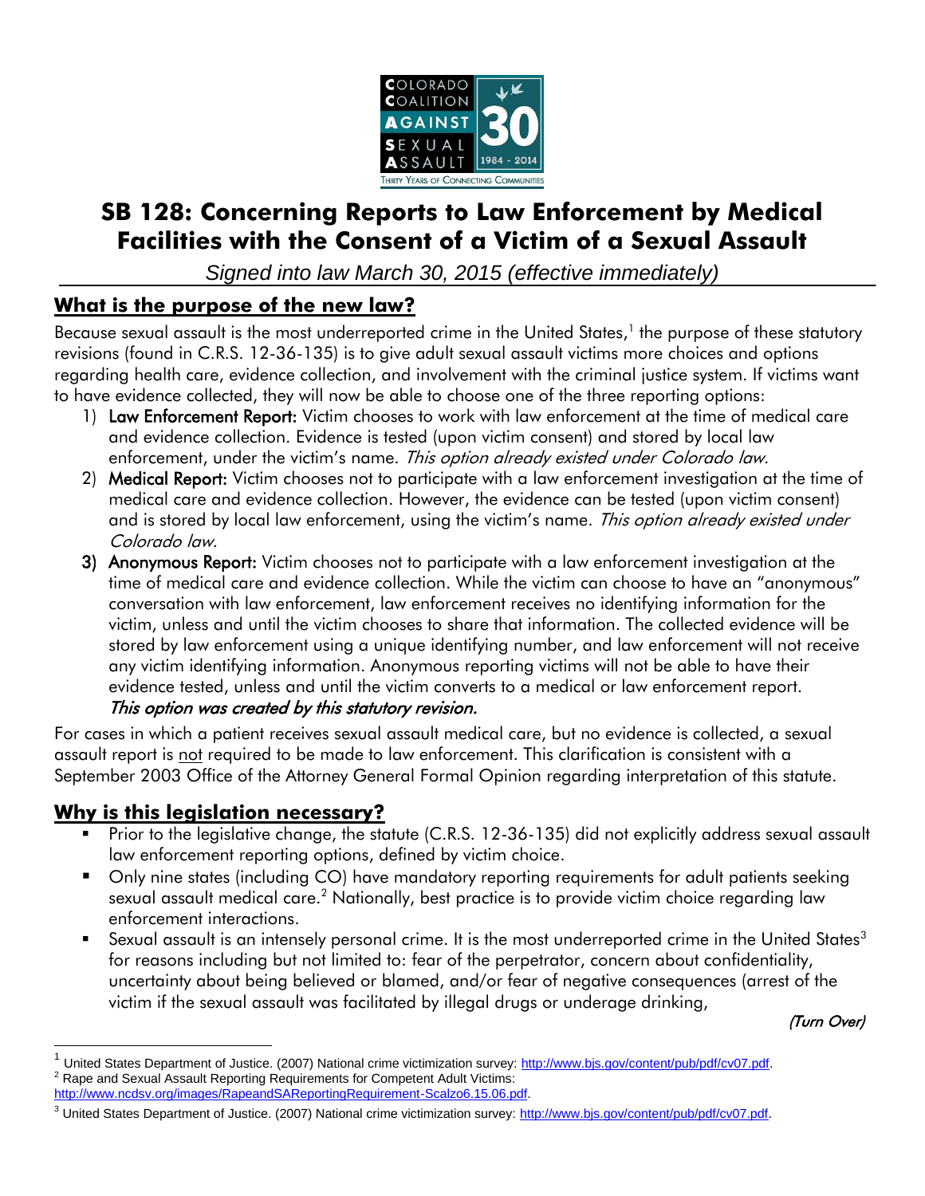# SB 128: Concerning Reports to Law Enforcement by Medical Facilities with the Consent of a Victim of a Sexual Assault

*Signed into law March 30, 2015 (effective immediately)*

## What is the purpose of the new law?

Because sexual assault is the most underreported crime in the United States,[1] the purpose of these statutory revisions (found in C.R.S. 12-36-135) is to give adult sexual assault victims more choices and options regarding health care, evidence collection, and involvement with the criminal justice system. If victims want to have evidence collected, they will now be able to choose one of the three reporting options:

1) **Law Enforcement Report:** Victim chooses to work with law enforcement at the time of medical care and evidence collection. Evidence is tested (upon victim consent) and stored by local law enforcement, under the victim's name. *This option already existed under Colorado law.*
2) **Medical Report:** Victim chooses not to participate with a law enforcement investigation at the time of medical care and evidence collection. However, the evidence can be tested (upon victim consent) and is stored by local law enforcement, using the victim's name. *This option already existed under Colorado law.*
3) **Anonymous Report:** Victim chooses not to participate with a law enforcement investigation at the time of medical care and evidence collection. While the victim can choose to have an "anonymous" conversation with law enforcement, law enforcement receives no identifying information for the victim, unless and until the victim chooses to share that information. The collected evidence will be stored by law enforcement using a unique identifying number, and law enforcement will not receive any victim identifying information. Anonymous reporting victims will not be able to have their evidence tested, unless and until the victim converts to a medical or law enforcement report. *This option was created by this statutory revision.*

For cases in which a patient receives sexual assault medical care, but no evidence is collected, a sexual assault report is not required to be made to law enforcement. This clarification is consistent with a September 2003 Office of the Attorney General Formal Opinion regarding interpretation of this statute.

## Why is this legislation necessary?

- Prior to the legislative change, the statute (C.R.S. 12-36-135) did not explicitly address sexual assault law enforcement reporting options, defined by victim choice.
- Only nine states (including CO) have mandatory reporting requirements for adult patients seeking sexual assault medical care.[2] Nationally, best practice is to provide victim choice regarding law enforcement interactions.
- Sexual assault is an intensely personal crime. It is the most underreported crime in the United States[3] for reasons including but not limited to: fear of the perpetrator, concern about confidentiality, uncertainty about being believed or blamed, and/or fear of negative consequences (arrest of the victim if the sexual assault was facilitated by illegal drugs or underage drinking,

*(Turn Over)*

---

[1] United States Department of Justice. (2007) National crime victimization survey: http://www.bjs.gov/content/pub/pdf/cv07.pdf.

[2] Rape and Sexual Assault Reporting Requirements for Competent Adult Victims: http://www.ncdsv.org/images/RapeandSAReportingRequirement-Scalzo6.15.06.pdf.

[3] United States Department of Justice. (2007) National crime victimization survey: http://www.bjs.gov/content/pub/pdf/cv07.pdf.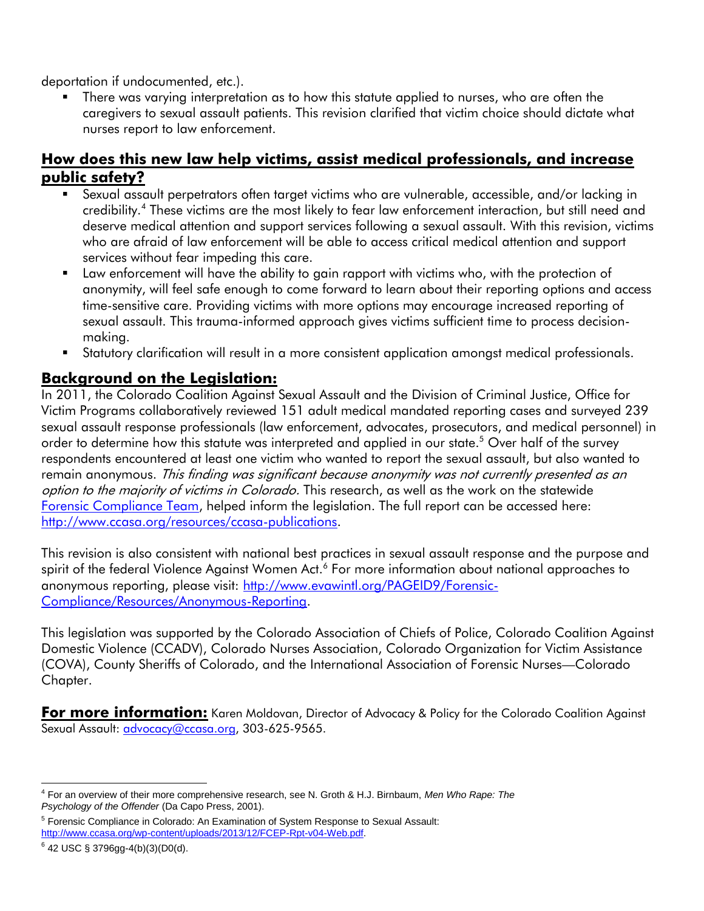deportation if undocumented, etc.).

- There was varying interpretation as to how this statute applied to nurses, who are often the caregivers to sexual assault patients. This revision clarified that victim choice should dictate what nurses report to law enforcement.

## How does this new law help victims, assist medical professionals, and increase public safety?

- Sexual assault perpetrators often target victims who are vulnerable, accessible, and/or lacking in credibility.[4] These victims are the most likely to fear law enforcement interaction, but still need and deserve medical attention and support services following a sexual assault. With this revision, victims who are afraid of law enforcement will be able to access critical medical attention and support services without fear impeding this care.
- Law enforcement will have the ability to gain rapport with victims who, with the protection of anonymity, will feel safe enough to come forward to learn about their reporting options and access time-sensitive care. Providing victims with more options may encourage increased reporting of sexual assault. This trauma-informed approach gives victims sufficient time to process decision-making.
- Statutory clarification will result in a more consistent application amongst medical professionals.

## Background on the Legislation:

In 2011, the Colorado Coalition Against Sexual Assault and the Division of Criminal Justice, Office for Victim Programs collaboratively reviewed 151 adult medical mandated reporting cases and surveyed 239 sexual assault response professionals (law enforcement, advocates, prosecutors, and medical personnel) in order to determine how this statute was interpreted and applied in our state.[5] Over half of the survey respondents encountered at least one victim who wanted to report the sexual assault, but also wanted to remain anonymous. *This finding was significant because anonymity was not currently presented as an option to the majority of victims in Colorado.* This research, as well as the work on the statewide Forensic Compliance Team, helped inform the legislation. The full report can be accessed here: http://www.ccasa.org/resources/ccasa-publications.

This revision is also consistent with national best practices in sexual assault response and the purpose and spirit of the federal Violence Against Women Act.[6] For more information about national approaches to anonymous reporting, please visit: http://www.evawintl.org/PAGEID9/Forensic-Compliance/Resources/Anonymous-Reporting.

This legislation was supported by the Colorado Association of Chiefs of Police, Colorado Coalition Against Domestic Violence (CCADV), Colorado Nurses Association, Colorado Organization for Victim Assistance (COVA), County Sheriffs of Colorado, and the International Association of Forensic Nurses—Colorado Chapter.

**For more information:** Karen Moldovan, Director of Advocacy & Policy for the Colorado Coalition Against Sexual Assault: advocacy@ccasa.org, 303-625-9565.

---

[4] For an overview of their more comprehensive research, see N. Groth & H.J. Birnbaum, *Men Who Rape: The Psychology of the Offender* (Da Capo Press, 2001).

[5] Forensic Compliance in Colorado: An Examination of System Response to Sexual Assault: http://www.ccasa.org/wp-content/uploads/2013/12/FCEP-Rpt-v04-Web.pdf.

[6] 42 USC § 3796gg-4(b)(3)(D0(d).